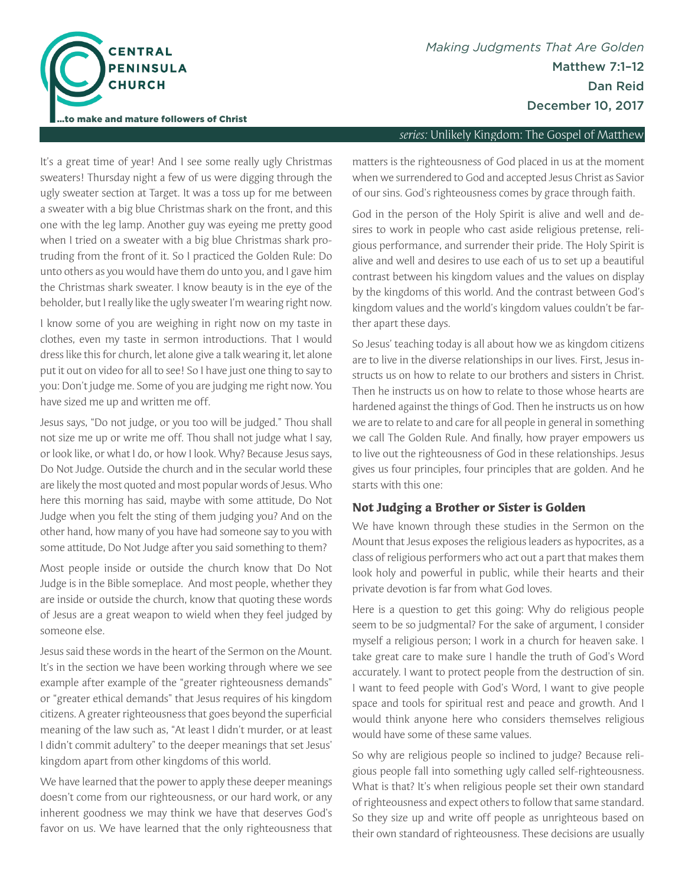CENTRAL PENINSULA CHURCH

...to make and mature followers of Christ

*Making Judgments That Are Golden*

Matthew 7:1–12

Dan Reid

December 10, 2017

*series:* Unlikely Kingdom: The Gospel of Matthew

It's a great time of year! And I see some really ugly Christmas sweaters! Thursday night a few of us were digging through the ugly sweater section at Target. It was a toss up for me between a sweater with a big blue Christmas shark on the front, and this one with the leg lamp. Another guy was eyeing me pretty good when I tried on a sweater with a big blue Christmas shark protruding from the front of it. So I practiced the Golden Rule: Do unto others as you would have them do unto you, and I gave him the Christmas shark sweater. I know beauty is in the eye of the beholder, but I really like the ugly sweater I'm wearing right now.

I know some of you are weighing in right now on my taste in clothes, even my taste in sermon introductions. That I would dress like this for church, let alone give a talk wearing it, let alone put it out on video for all to see! So I have just one thing to say to you: Don't judge me. Some of you are judging me right now. You have sized me up and written me off.

Jesus says, "Do not judge, or you too will be judged." Thou shall not size me up or write me off. Thou shall not judge what I say, or look like, or what I do, or how I look. Why? Because Jesus says, Do Not Judge. Outside the church and in the secular world these are likely the most quoted and most popular words of Jesus. Who here this morning has said, maybe with some attitude, Do Not Judge when you felt the sting of them judging you? And on the other hand, how many of you have had someone say to you with some attitude, Do Not Judge after you said something to them?

Most people inside or outside the church know that Do Not Judge is in the Bible someplace. And most people, whether they are inside or outside the church, know that quoting these words of Jesus are a great weapon to wield when they feel judged by someone else.

Jesus said these words in the heart of the Sermon on the Mount. It's in the section we have been working through where we see example after example of the "greater righteousness demands" or "greater ethical demands" that Jesus requires of his kingdom citizens. A greater righteousness that goes beyond the superficial meaning of the law such as, "At least I didn't murder, or at least I didn't commit adultery" to the deeper meanings that set Jesus' kingdom apart from other kingdoms of this world.

We have learned that the power to apply these deeper meanings doesn't come from our righteousness, or our hard work, or any inherent goodness we may think we have that deserves God's favor on us. We have learned that the only righteousness that matters is the righteousness of God placed in us at the moment when we surrendered to God and accepted Jesus Christ as Savior of our sins. God's righteousness comes by grace through faith.

God in the person of the Holy Spirit is alive and well and desires to work in people who cast aside religious pretense, religious performance, and surrender their pride. The Holy Spirit is alive and well and desires to use each of us to set up a beautiful contrast between his kingdom values and the values on display by the kingdoms of this world. And the contrast between God's kingdom values and the world's kingdom values couldn't be farther apart these days.

So Jesus' teaching today is all about how we as kingdom citizens are to live in the diverse relationships in our lives. First, Jesus instructs us on how to relate to our brothers and sisters in Christ. Then he instructs us on how to relate to those whose hearts are hardened against the things of God. Then he instructs us on how we are to relate to and care for all people in general in something we call The Golden Rule. And finally, how prayer empowers us to live out the righteousness of God in these relationships. Jesus gives us four principles, four principles that are golden. And he starts with this one:

## Not Judging a Brother or Sister is Golden

We have known through these studies in the Sermon on the Mount that Jesus exposes the religious leaders as hypocrites, as a class of religious performers who act out a part that makes them look holy and powerful in public, while their hearts and their private devotion is far from what God loves.

Here is a question to get this going: Why do religious people seem to be so judgmental? For the sake of argument, I consider myself a religious person; I work in a church for heaven sake. I take great care to make sure I handle the truth of God's Word accurately. I want to protect people from the destruction of sin. I want to feed people with God's Word, I want to give people space and tools for spiritual rest and peace and growth. And I would think anyone here who considers themselves religious would have some of these same values.

So why are religious people so inclined to judge? Because religious people fall into something ugly called self-righteousness. What is that? It's when religious people set their own standard of righteousness and expect others to follow that same standard. So they size up and write off people as unrighteous based on their own standard of righteousness. These decisions are usually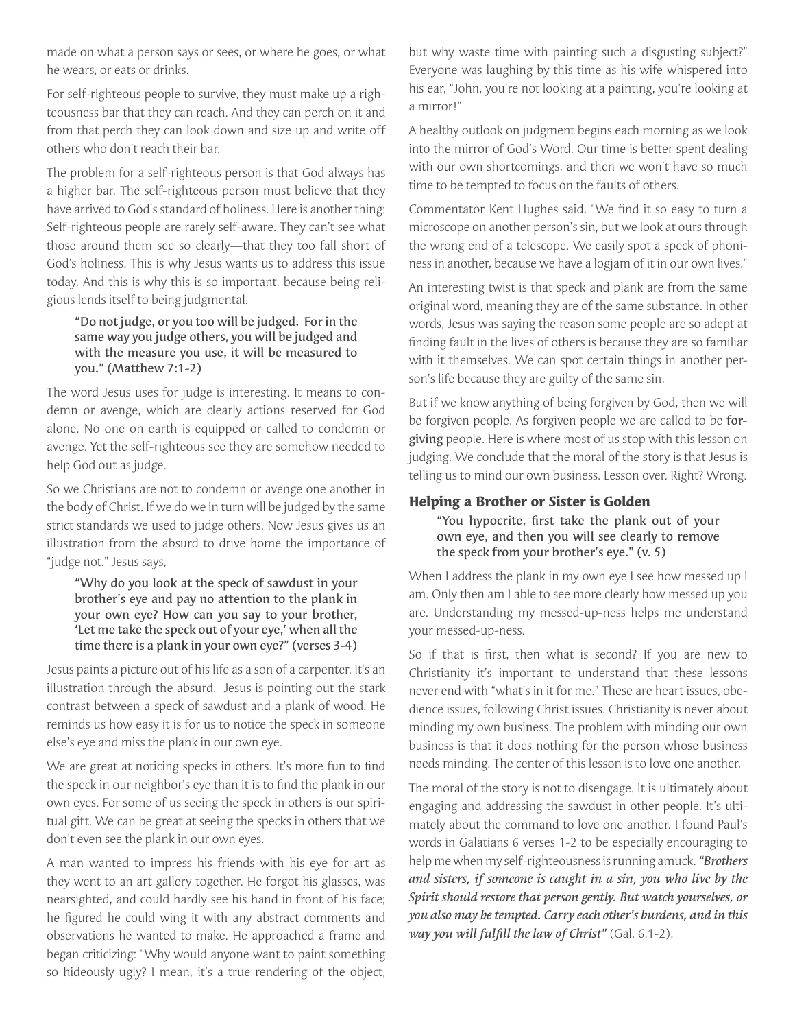made on what a person says or sees, or where he goes, or what he wears, or eats or drinks.

For self-righteous people to survive, they must make up a righteousness bar that they can reach. And they can perch on it and from that perch they can look down and size up and write off others who don't reach their bar.

The problem for a self-righteous person is that God always has a higher bar. The self-righteous person must believe that they have arrived to God's standard of holiness. Here is another thing: Self-righteous people are rarely self-aware. They can't see what those around them see so clearly—that they too fall short of God's holiness. This is why Jesus wants us to address this issue today. And this is why this is so important, because being religious lends itself to being judgmental.

> **"Do not judge, or you too will be judged. For in the same way you judge others, you will be judged and with the measure you use, it will be measured to you." (Matthew 7:1-2)**

The word Jesus uses for judge is interesting. It means to condemn or avenge, which are clearly actions reserved for God alone. No one on earth is equipped or called to condemn or avenge. Yet the self-righteous see they are somehow needed to help God out as judge.

So we Christians are not to condemn or avenge one another in the body of Christ. If we do we in turn will be judged by the same strict standards we used to judge others. Now Jesus gives us an illustration from the absurd to drive home the importance of "judge not." Jesus says,

> **"Why do you look at the speck of sawdust in your brother's eye and pay no attention to the plank in your own eye? How can you say to your brother, 'Let me take the speck out of your eye,' when all the time there is a plank in your own eye?" (verses 3-4)**

Jesus paints a picture out of his life as a son of a carpenter. It's an illustration through the absurd. Jesus is pointing out the stark contrast between a speck of sawdust and a plank of wood. He reminds us how easy it is for us to notice the speck in someone else's eye and miss the plank in our own eye.

We are great at noticing specks in others. It's more fun to find the speck in our neighbor's eye than it is to find the plank in our own eyes. For some of us seeing the speck in others is our spiritual gift. We can be great at seeing the specks in others that we don't even see the plank in our own eyes.

A man wanted to impress his friends with his eye for art as they went to an art gallery together. He forgot his glasses, was nearsighted, and could hardly see his hand in front of his face; he figured he could wing it with any abstract comments and observations he wanted to make. He approached a frame and began criticizing: "Why would anyone want to paint something so hideously ugly? I mean, it's a true rendering of the object, but why waste time with painting such a disgusting subject?" Everyone was laughing by this time as his wife whispered into his ear, "John, you're not looking at a painting, you're looking at a mirror!"

A healthy outlook on judgment begins each morning as we look into the mirror of God's Word. Our time is better spent dealing with our own shortcomings, and then we won't have so much time to be tempted to focus on the faults of others.

Commentator Kent Hughes said, "We find it so easy to turn a microscope on another person's sin, but we look at ours through the wrong end of a telescope. We easily spot a speck of phoniness in another, because we have a logjam of it in our own lives."

An interesting twist is that speck and plank are from the same original word, meaning they are of the same substance. In other words, Jesus was saying the reason some people are so adept at finding fault in the lives of others is because they are so familiar with it themselves. We can spot certain things in another person's life because they are guilty of the same sin.

But if we know anything of being forgiven by God, then we will be forgiven people. As forgiven people we are called to be **forgiving** people. Here is where most of us stop with this lesson on judging. We conclude that the moral of the story is that Jesus is telling us to mind our own business. Lesson over. Right? Wrong.

## Helping a Brother or Sister is Golden

> **"You hypocrite, first take the plank out of your own eye, and then you will see clearly to remove the speck from your brother's eye." (v. 5)**

When I address the plank in my own eye I see how messed up I am. Only then am I able to see more clearly how messed up you are. Understanding my messed-up-ness helps me understand your messed-up-ness.

So if that is first, then what is second? If you are new to Christianity it's important to understand that these lessons never end with "what's in it for me." These are heart issues, obedience issues, following Christ issues. Christianity is never about minding my own business. The problem with minding our own business is that it does nothing for the person whose business needs minding. The center of this lesson is to love one another.

The moral of the story is not to disengage. It is ultimately about engaging and addressing the sawdust in other people. It's ultimately about the command to love one another. I found Paul's words in Galatians 6 verses 1-2 to be especially encouraging to help me when my self-righteousness is running amuck. ***"Brothers and sisters, if someone is caught in a sin, you who live by the Spirit should restore that person gently. But watch yourselves, or you also may be tempted. Carry each other's burdens, and in this way you will fulfill the law of Christ"*** (Gal. 6:1-2).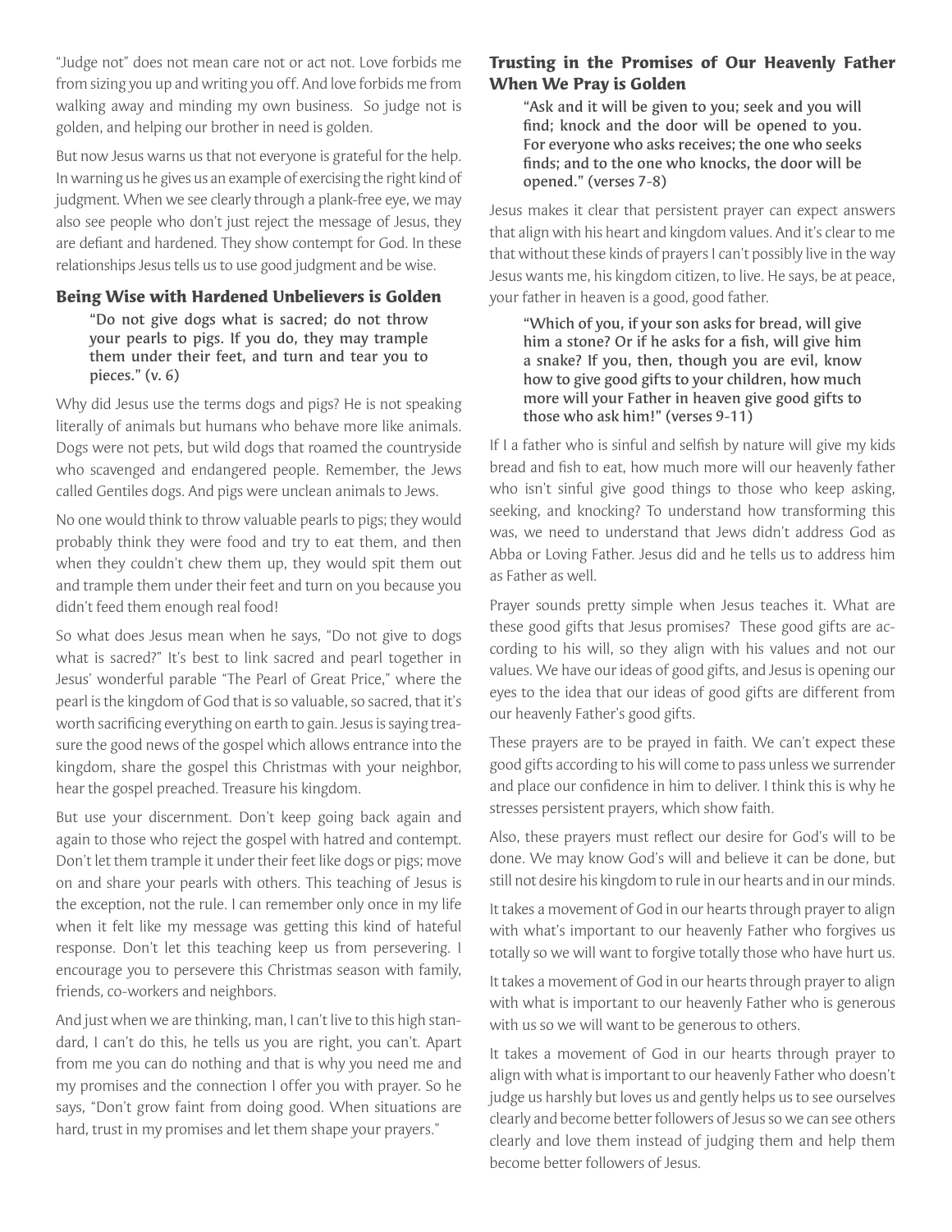"Judge not" does not mean care not or act not. Love forbids me from sizing you up and writing you off. And love forbids me from walking away and minding my own business. So judge not is golden, and helping our brother in need is golden.

But now Jesus warns us that not everyone is grateful for the help. In warning us he gives us an example of exercising the right kind of judgment. When we see clearly through a plank-free eye, we may also see people who don't just reject the message of Jesus, they are defiant and hardened. They show contempt for God. In these relationships Jesus tells us to use good judgment and be wise.

### Being Wise with Hardened Unbelievers is Golden

> **"Do not give dogs what is sacred; do not throw your pearls to pigs. If you do, they may trample them under their feet, and turn and tear you to pieces." (v. 6)**

Why did Jesus use the terms dogs and pigs? He is not speaking literally of animals but humans who behave more like animals. Dogs were not pets, but wild dogs that roamed the countryside who scavenged and endangered people. Remember, the Jews called Gentiles dogs. And pigs were unclean animals to Jews.

No one would think to throw valuable pearls to pigs; they would probably think they were food and try to eat them, and then when they couldn't chew them up, they would spit them out and trample them under their feet and turn on you because you didn't feed them enough real food!

So what does Jesus mean when he says, "Do not give to dogs what is sacred?" It's best to link sacred and pearl together in Jesus' wonderful parable "The Pearl of Great Price," where the pearl is the kingdom of God that is so valuable, so sacred, that it's worth sacrificing everything on earth to gain. Jesus is saying treasure the good news of the gospel which allows entrance into the kingdom, share the gospel this Christmas with your neighbor, hear the gospel preached. Treasure his kingdom.

But use your discernment. Don't keep going back again and again to those who reject the gospel with hatred and contempt. Don't let them trample it under their feet like dogs or pigs; move on and share your pearls with others. This teaching of Jesus is the exception, not the rule. I can remember only once in my life when it felt like my message was getting this kind of hateful response. Don't let this teaching keep us from persevering. I encourage you to persevere this Christmas season with family, friends, co-workers and neighbors.

And just when we are thinking, man, I can't live to this high standard, I can't do this, he tells us you are right, you can't. Apart from me you can do nothing and that is why you need me and my promises and the connection I offer you with prayer. So he says, "Don't grow faint from doing good. When situations are hard, trust in my promises and let them shape your prayers."

### Trusting in the Promises of Our Heavenly Father When We Pray is Golden

> **"Ask and it will be given to you; seek and you will find; knock and the door will be opened to you. For everyone who asks receives; the one who seeks finds; and to the one who knocks, the door will be opened." (verses 7-8)**

Jesus makes it clear that persistent prayer can expect answers that align with his heart and kingdom values. And it's clear to me that without these kinds of prayers I can't possibly live in the way Jesus wants me, his kingdom citizen, to live. He says, be at peace, your father in heaven is a good, good father.

> **"Which of you, if your son asks for bread, will give him a stone? Or if he asks for a fish, will give him a snake? If you, then, though you are evil, know how to give good gifts to your children, how much more will your Father in heaven give good gifts to those who ask him!" (verses 9-11)**

If I a father who is sinful and selfish by nature will give my kids bread and fish to eat, how much more will our heavenly father who isn't sinful give good things to those who keep asking, seeking, and knocking? To understand how transforming this was, we need to understand that Jews didn't address God as Abba or Loving Father. Jesus did and he tells us to address him as Father as well.

Prayer sounds pretty simple when Jesus teaches it. What are these good gifts that Jesus promises? These good gifts are according to his will, so they align with his values and not our values. We have our ideas of good gifts, and Jesus is opening our eyes to the idea that our ideas of good gifts are different from our heavenly Father's good gifts.

These prayers are to be prayed in faith. We can't expect these good gifts according to his will come to pass unless we surrender and place our confidence in him to deliver. I think this is why he stresses persistent prayers, which show faith.

Also, these prayers must reflect our desire for God's will to be done. We may know God's will and believe it can be done, but still not desire his kingdom to rule in our hearts and in our minds.

It takes a movement of God in our hearts through prayer to align with what's important to our heavenly Father who forgives us totally so we will want to forgive totally those who have hurt us.

It takes a movement of God in our hearts through prayer to align with what is important to our heavenly Father who is generous with us so we will want to be generous to others.

It takes a movement of God in our hearts through prayer to align with what is important to our heavenly Father who doesn't judge us harshly but loves us and gently helps us to see ourselves clearly and become better followers of Jesus so we can see others clearly and love them instead of judging them and help them become better followers of Jesus.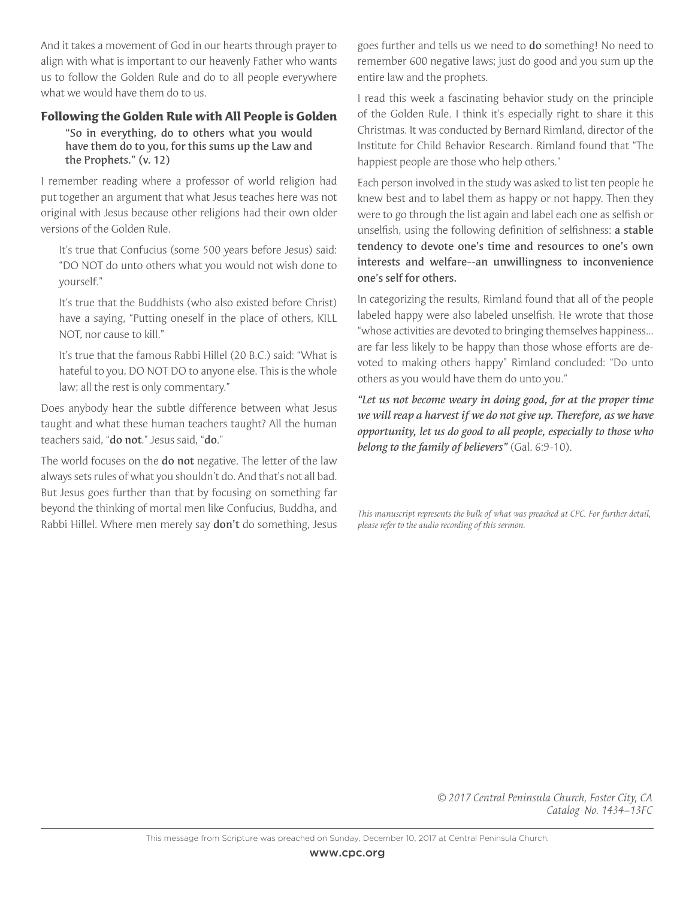And it takes a movement of God in our hearts through prayer to align with what is important to our heavenly Father who wants us to follow the Golden Rule and do to all people everywhere what we would have them do to us.

## Following the Golden Rule with All People is Golden

> **"So in everything, do to others what you would have them do to you, for this sums up the Law and the Prophets." (v. 12)**

I remember reading where a professor of world religion had put together an argument that what Jesus teaches here was not original with Jesus because other religions had their own older versions of the Golden Rule.

> It's true that Confucius (some 500 years before Jesus) said: "DO NOT do unto others what you would not wish done to yourself."
>
> It's true that the Buddhists (who also existed before Christ) have a saying, "Putting oneself in the place of others, KILL NOT, nor cause to kill."
>
> It's true that the famous Rabbi Hillel (20 B.C.) said: "What is hateful to you, DO NOT DO to anyone else. This is the whole law; all the rest is only commentary."

Does anybody hear the subtle difference between what Jesus taught and what these human teachers taught? All the human teachers said, "**do not**." Jesus said, "**do**."

The world focuses on the **do not** negative. The letter of the law always sets rules of what you shouldn't do. And that's not all bad. But Jesus goes further than that by focusing on something far beyond the thinking of mortal men like Confucius, Buddha, and Rabbi Hillel. Where men merely say **don't** do something, Jesus goes further and tells us we need to **do** something! No need to remember 600 negative laws; just do good and you sum up the entire law and the prophets.

I read this week a fascinating behavior study on the principle of the Golden Rule. I think it's especially right to share it this Christmas. It was conducted by Bernard Rimland, director of the Institute for Child Behavior Research. Rimland found that "The happiest people are those who help others."

Each person involved in the study was asked to list ten people he knew best and to label them as happy or not happy. Then they were to go through the list again and label each one as selfish or unselfish, using the following definition of selfishness: **a stable tendency to devote one's time and resources to one's own interests and welfare--an unwillingness to inconvenience one's self for others.**

In categorizing the results, Rimland found that all of the people labeled happy were also labeled unselfish. He wrote that those "whose activities are devoted to bringing themselves happiness... are far less likely to be happy than those whose efforts are devoted to making others happy" Rimland concluded: "Do unto others as you would have them do unto you."

***"Let us not become weary in doing good, for at the proper time we will reap a harvest if we do not give up. Therefore, as we have opportunity, let us do good to all people, especially to those who belong to the family of believers"*** (Gal. 6:9-10).

*This manuscript represents the bulk of what was preached at CPC. For further detail, please refer to the audio recording of this sermon.*

*© 2017 Central Peninsula Church, Foster City, CA*
*Catalog No. 1434–13FC*

This message from Scripture was preached on Sunday, December 10, 2017 at Central Peninsula Church.

www.cpc.org